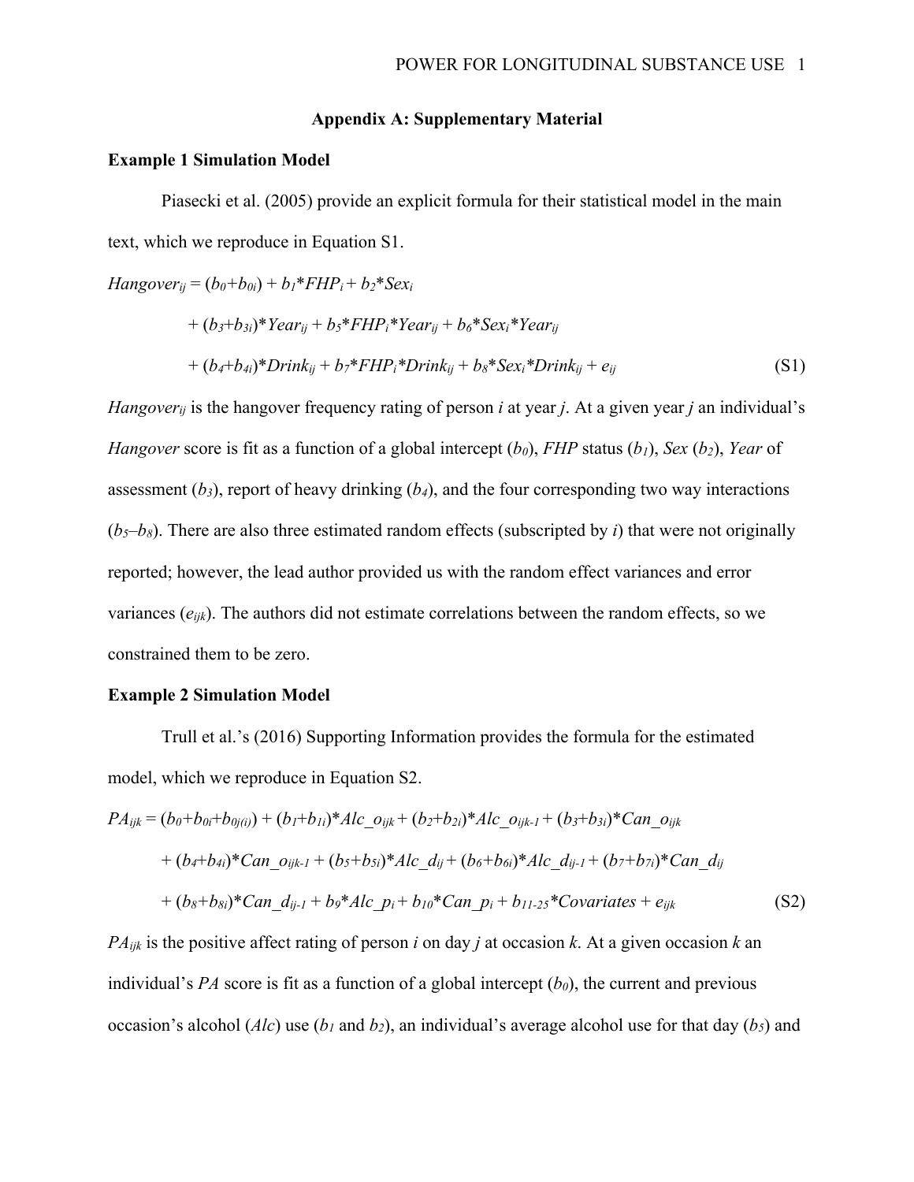# Appendix A: Supplementary Material

## Example 1 Simulation Model

Piasecki et al. (2005) provide an explicit formula for their statistical model in the main text, which we reproduce in Equation S1.

$$
\begin{aligned}
Hangover_{ij} = {} & (b_0+b_{0i}) + b_1*FHP_i + b_2*Sex_i \\
& + (b_3+b_{3i})*Year_{ij} + b_5*FHP_i*Year_{ij} + b_6*Sex_i*Year_{ij} \\
& + (b_4+b_{4i})*Drink_{ij} + b_7*FHP_i*Drink_{ij} + b_8*Sex_i*Drink_{ij} + e_{ij}
\end{aligned}
\tag{S1}
$$

$Hangover_{ij}$ is the hangover frequency rating of person $i$ at year $j$. At a given year $j$ an individual's *Hangover* score is fit as a function of a global intercept ($b_0$), *FHP* status ($b_1$), *Sex* ($b_2$), *Year* of assessment ($b_3$), report of heavy drinking ($b_4$), and the four corresponding two way interactions ($b_5$–$b_8$). There are also three estimated random effects (subscripted by $i$) that were not originally reported; however, the lead author provided us with the random effect variances and error variances ($e_{ijk}$). The authors did not estimate correlations between the random effects, so we constrained them to be zero.

## Example 2 Simulation Model

Trull et al.'s (2016) Supporting Information provides the formula for the estimated model, which we reproduce in Equation S2.

$$
\begin{aligned}
PA_{ijk} = {} & (b_0+b_{0i}+b_{0j(i)}) + (b_1+b_{1i})*Alc\_o_{ijk} + (b_2+b_{2i})*Alc\_o_{ijk-1} + (b_3+b_{3i})*Can\_o_{ijk} \\
& + (b_4+b_{4i})*Can\_o_{ijk-1} + (b_5+b_{5i})*Alc\_d_{ij} + (b_6+b_{6i})*Alc\_d_{ij-1} + (b_7+b_{7i})*Can\_d_{ij} \\
& + (b_8+b_{8i})*Can\_d_{ij-1} + b_9*Alc\_p_i + b_{10}*Can\_p_i + b_{11\text{-}25}*Covariates + e_{ijk}
\end{aligned}
\tag{S2}
$$

$PA_{ijk}$ is the positive affect rating of person $i$ on day $j$ at occasion $k$. At a given occasion $k$ an individual's *PA* score is fit as a function of a global intercept ($b_0$), the current and previous occasion's alcohol (*Alc*) use ($b_1$ and $b_2$), an individual's average alcohol use for that day ($b_5$) and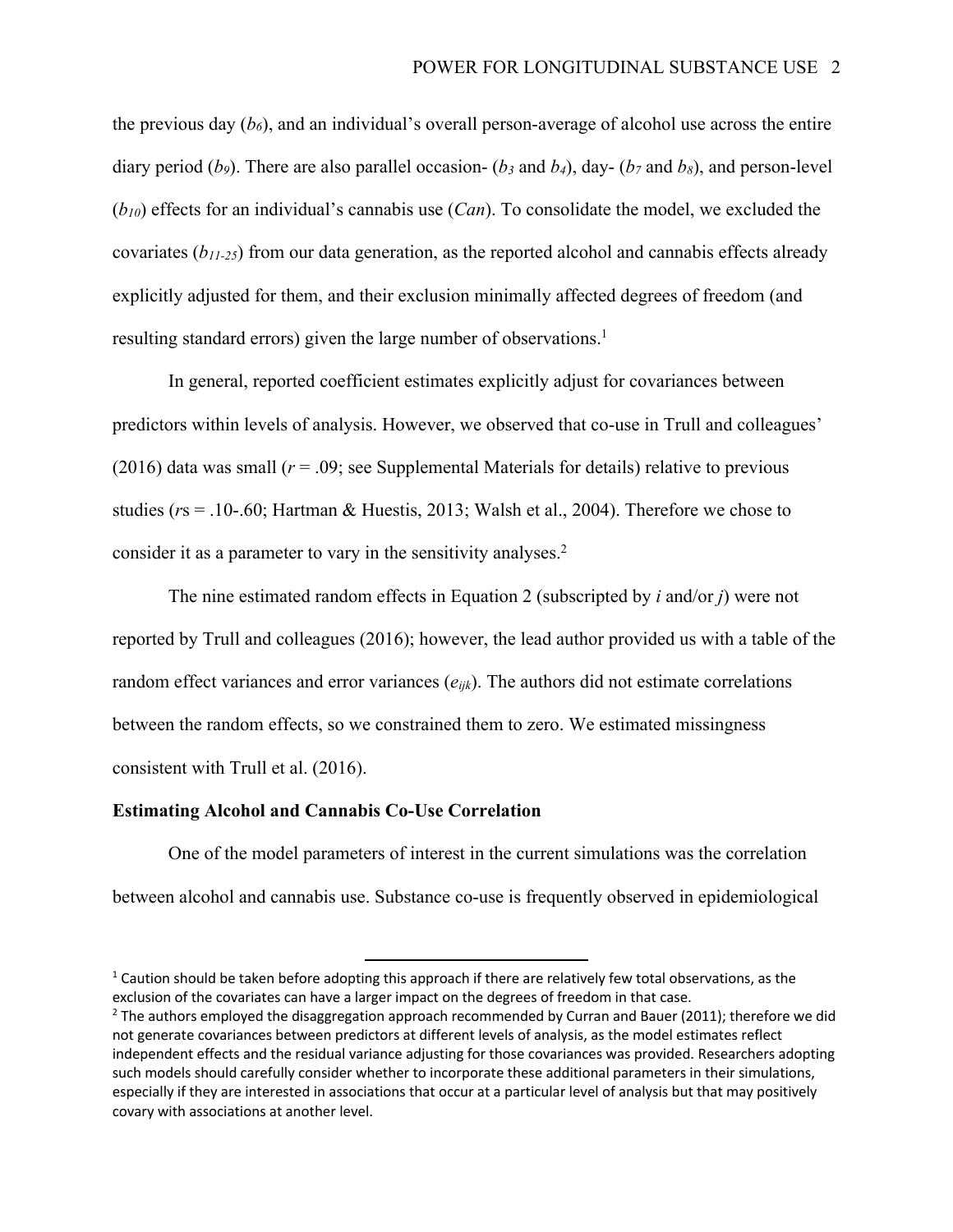the previous day ($b_6$), and an individual's overall person-average of alcohol use across the entire diary period ($b_9$). There are also parallel occasion- ($b_3$ and $b_4$), day- ($b_7$ and $b_8$), and person-level ($b_{10}$) effects for an individual's cannabis use (*Can*). To consolidate the model, we excluded the covariates ($b_{11\text{-}25}$) from our data generation, as the reported alcohol and cannabis effects already explicitly adjusted for them, and their exclusion minimally affected degrees of freedom (and resulting standard errors) given the large number of observations.[1]

In general, reported coefficient estimates explicitly adjust for covariances between predictors within levels of analysis. However, we observed that co-use in Trull and colleagues' (2016) data was small ($r = .09$; see Supplemental Materials for details) relative to previous studies ($r$s = .10-.60; Hartman & Huestis, 2013; Walsh et al., 2004). Therefore we chose to consider it as a parameter to vary in the sensitivity analyses.[2]

The nine estimated random effects in Equation 2 (subscripted by $i$ and/or $j$) were not reported by Trull and colleagues (2016); however, the lead author provided us with a table of the random effect variances and error variances ($e_{ijk}$). The authors did not estimate correlations between the random effects, so we constrained them to zero. We estimated missingness consistent with Trull et al. (2016).

### Estimating Alcohol and Cannabis Co-Use Correlation

One of the model parameters of interest in the current simulations was the correlation between alcohol and cannabis use. Substance co-use is frequently observed in epidemiological

[1] Caution should be taken before adopting this approach if there are relatively few total observations, as the exclusion of the covariates can have a larger impact on the degrees of freedom in that case.

[2] The authors employed the disaggregation approach recommended by Curran and Bauer (2011); therefore we did not generate covariances between predictors at different levels of analysis, as the model estimates reflect independent effects and the residual variance adjusting for those covariances was provided. Researchers adopting such models should carefully consider whether to incorporate these additional parameters in their simulations, especially if they are interested in associations that occur at a particular level of analysis but that may positively covary with associations at another level.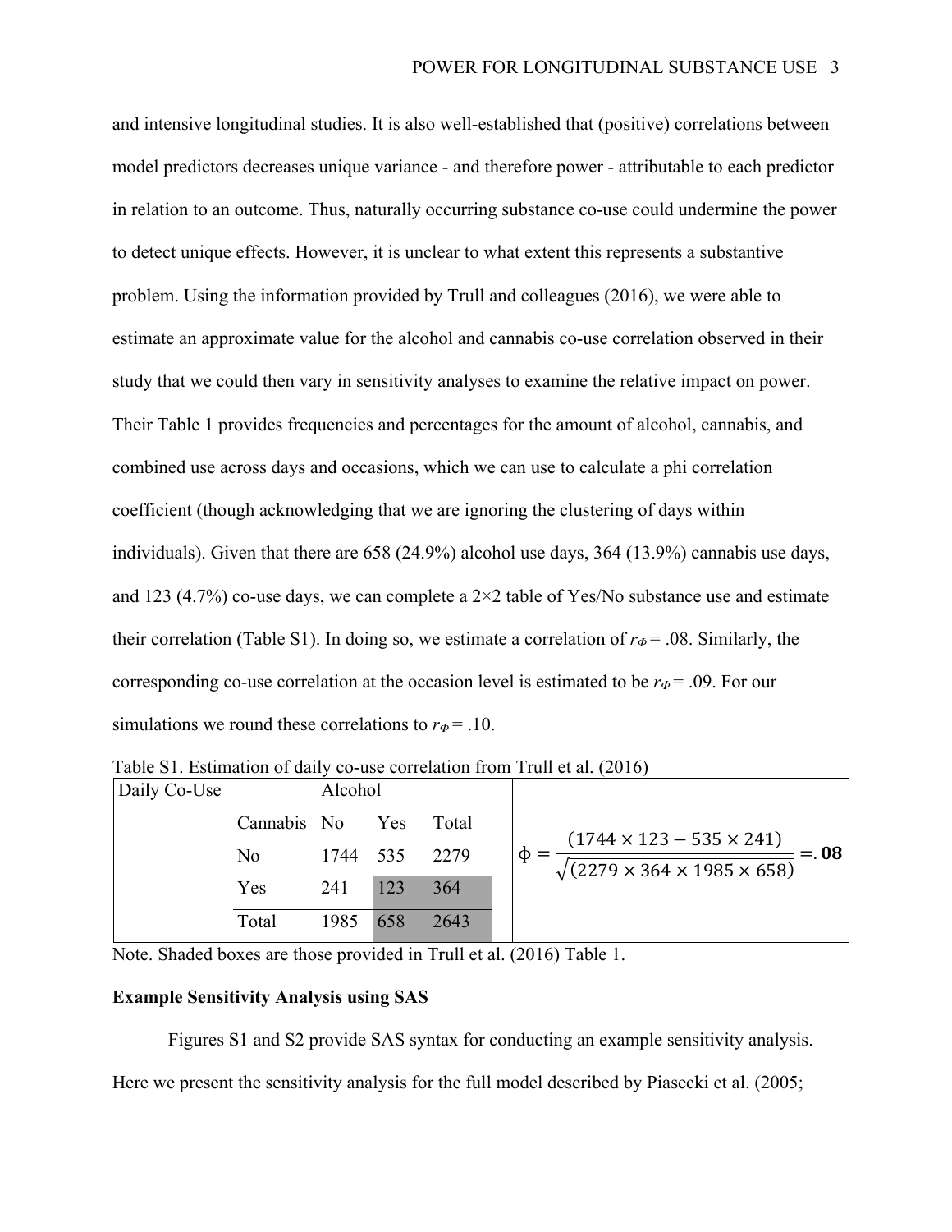and intensive longitudinal studies. It is also well-established that (positive) correlations between model predictors decreases unique variance - and therefore power - attributable to each predictor in relation to an outcome. Thus, naturally occurring substance co-use could undermine the power to detect unique effects. However, it is unclear to what extent this represents a substantive problem. Using the information provided by Trull and colleagues (2016), we were able to estimate an approximate value for the alcohol and cannabis co-use correlation observed in their study that we could then vary in sensitivity analyses to examine the relative impact on power. Their Table 1 provides frequencies and percentages for the amount of alcohol, cannabis, and combined use across days and occasions, which we can use to calculate a phi correlation coefficient (though acknowledging that we are ignoring the clustering of days within individuals). Given that there are 658 (24.9%) alcohol use days, 364 (13.9%) cannabis use days, and 123 (4.7%) co-use days, we can complete a 2×2 table of Yes/No substance use and estimate their correlation (Table S1). In doing so, we estimate a correlation of $r_{\Phi} = .08$. Similarly, the corresponding co-use correlation at the occasion level is estimated to be $r_{\Phi} = .09$. For our simulations we round these correlations to $r_{\Phi} = .10$.

Table S1. Estimation of daily co-use correlation from Trull et al. (2016)

| Daily Co-Use | | Alcohol | | |
|---|---|---|---|---|
| | Cannabis | No | Yes | Total |
| | No | 1744 | 535 | 2279 |
| | Yes | 241 | 123 | 364 |
| | Total | 1985 | 658 | 2643 |

$$\phi = \frac{(1744 \times 123 - 535 \times 241)}{\sqrt{(2279 \times 364 \times 1985 \times 658)}} = \mathbf{.08}$$

Note. Shaded boxes are those provided in Trull et al. (2016) Table 1.

**Example Sensitivity Analysis using SAS**

Figures S1 and S2 provide SAS syntax for conducting an example sensitivity analysis. Here we present the sensitivity analysis for the full model described by Piasecki et al. (2005;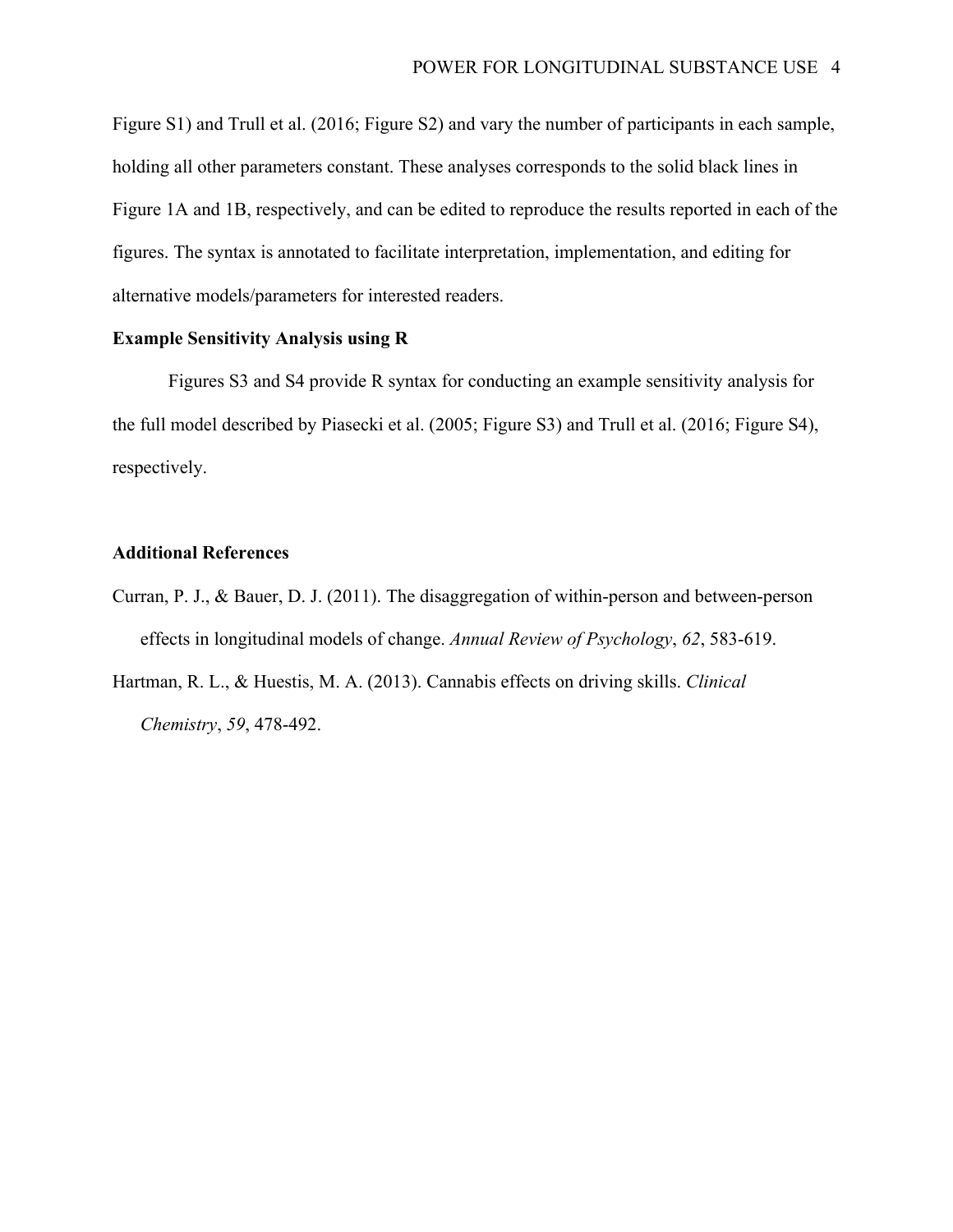Figure S1) and Trull et al. (2016; Figure S2) and vary the number of participants in each sample, holding all other parameters constant. These analyses corresponds to the solid black lines in Figure 1A and 1B, respectively, and can be edited to reproduce the results reported in each of the figures. The syntax is annotated to facilitate interpretation, implementation, and editing for alternative models/parameters for interested readers.

**Example Sensitivity Analysis using R**

Figures S3 and S4 provide R syntax for conducting an example sensitivity analysis for the full model described by Piasecki et al. (2005; Figure S3) and Trull et al. (2016; Figure S4), respectively.

**Additional References**

Curran, P. J., & Bauer, D. J. (2011). The disaggregation of within-person and between-person effects in longitudinal models of change. *Annual Review of Psychology*, *62*, 583-619.

Hartman, R. L., & Huestis, M. A. (2013). Cannabis effects on driving skills. *Clinical Chemistry*, *59*, 478-492.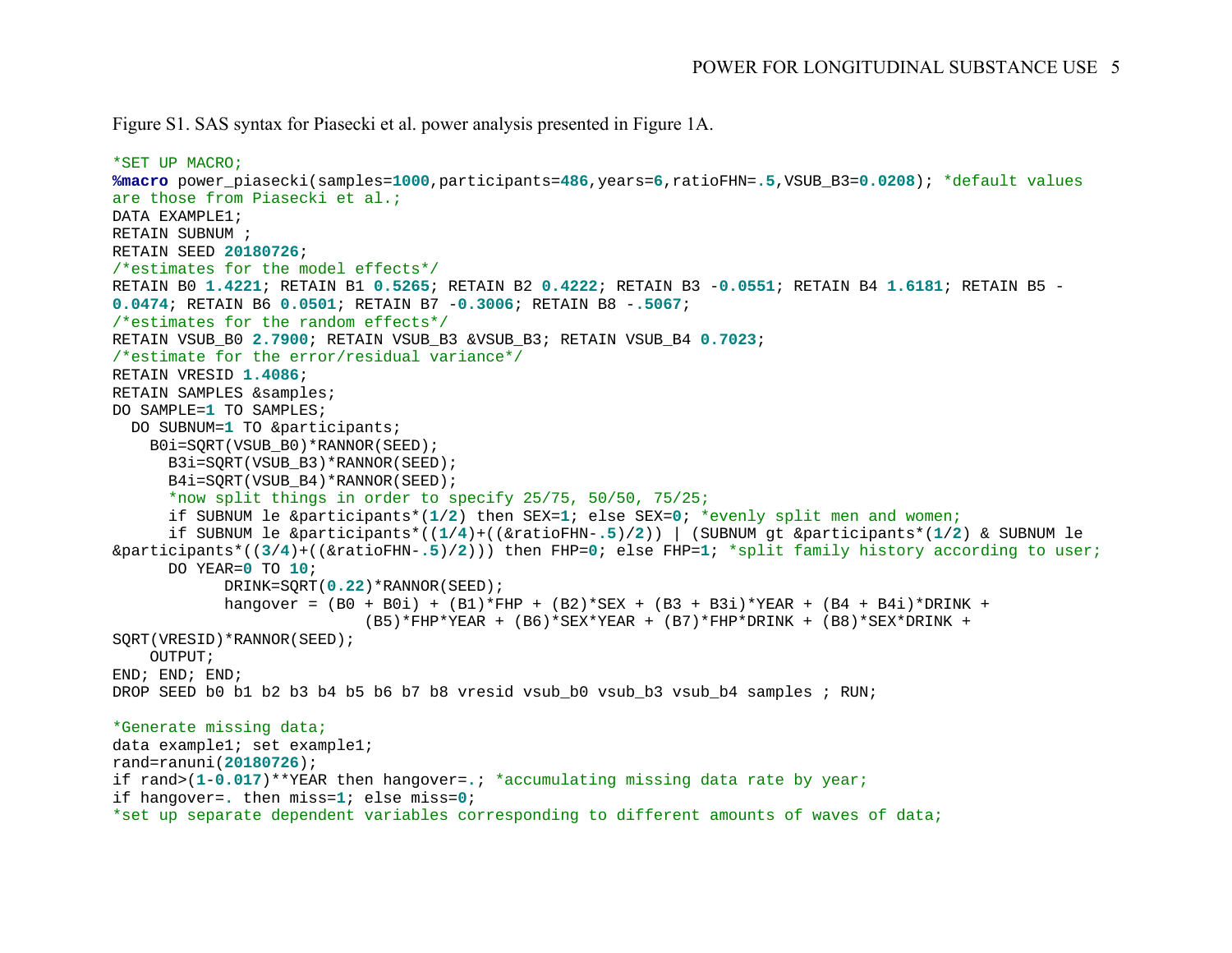Figure S1. SAS syntax for Piasecki et al. power analysis presented in Figure 1A.

```
*SET UP MACRO;
%macro power_piasecki(samples=1000,participants=486,years=6,ratioFHN=.5,VSUB_B3=0.0208); *default values
are those from Piasecki et al.;
DATA EXAMPLE1;
RETAIN SUBNUM ;
RETAIN SEED 20180726;
/*estimates for the model effects*/
RETAIN B0 1.4221; RETAIN B1 0.5265; RETAIN B2 0.4222; RETAIN B3 -0.0551; RETAIN B4 1.6181; RETAIN B5 -
0.0474; RETAIN B6 0.0501; RETAIN B7 -0.3006; RETAIN B8 -.5067;
/*estimates for the random effects*/
RETAIN VSUB_B0 2.7900; RETAIN VSUB_B3 &VSUB_B3; RETAIN VSUB_B4 0.7023;
/*estimate for the error/residual variance*/
RETAIN VRESID 1.4086;
RETAIN SAMPLES &samples;
DO SAMPLE=1 TO SAMPLES;
  DO SUBNUM=1 TO &participants;
    B0i=SQRT(VSUB_B0)*RANNOR(SEED);
      B3i=SQRT(VSUB_B3)*RANNOR(SEED);
      B4i=SQRT(VSUB_B4)*RANNOR(SEED);
      *now split things in order to specify 25/75, 50/50, 75/25;
      if SUBNUM le &participants*(1/2) then SEX=1; else SEX=0; *evenly split men and women;
      if SUBNUM le &participants*((1/4)+((&ratioFHN-.5)/2)) | (SUBNUM gt &participants*(1/2) & SUBNUM le
&participants*((3/4)+((&ratioFHN-.5)/2))) then FHP=0; else FHP=1; *split family history according to user;
      DO YEAR=0 TO 10;
            DRINK=SQRT(0.22)*RANNOR(SEED);
            hangover = (B0 + B0i) + (B1)*FHP + (B2)*SEX + (B3 + B3i)*YEAR + (B4 + B4i)*DRINK +
                            (B5)*FHP*YEAR + (B6)*SEX*YEAR + (B7)*FHP*DRINK + (B8)*SEX*DRINK +
SQRT(VRESID)*RANNOR(SEED);
    OUTPUT;
END; END; END;
DROP SEED b0 b1 b2 b3 b4 b5 b6 b7 b8 vresid vsub_b0 vsub_b3 vsub_b4 samples ; RUN;

*Generate missing data;
data example1; set example1;
rand=ranuni(20180726);
if rand>(1-0.017)**YEAR then hangover=.; *accumulating missing data rate by year;
if hangover=. then miss=1; else miss=0;
*set up separate dependent variables corresponding to different amounts of waves of data;
```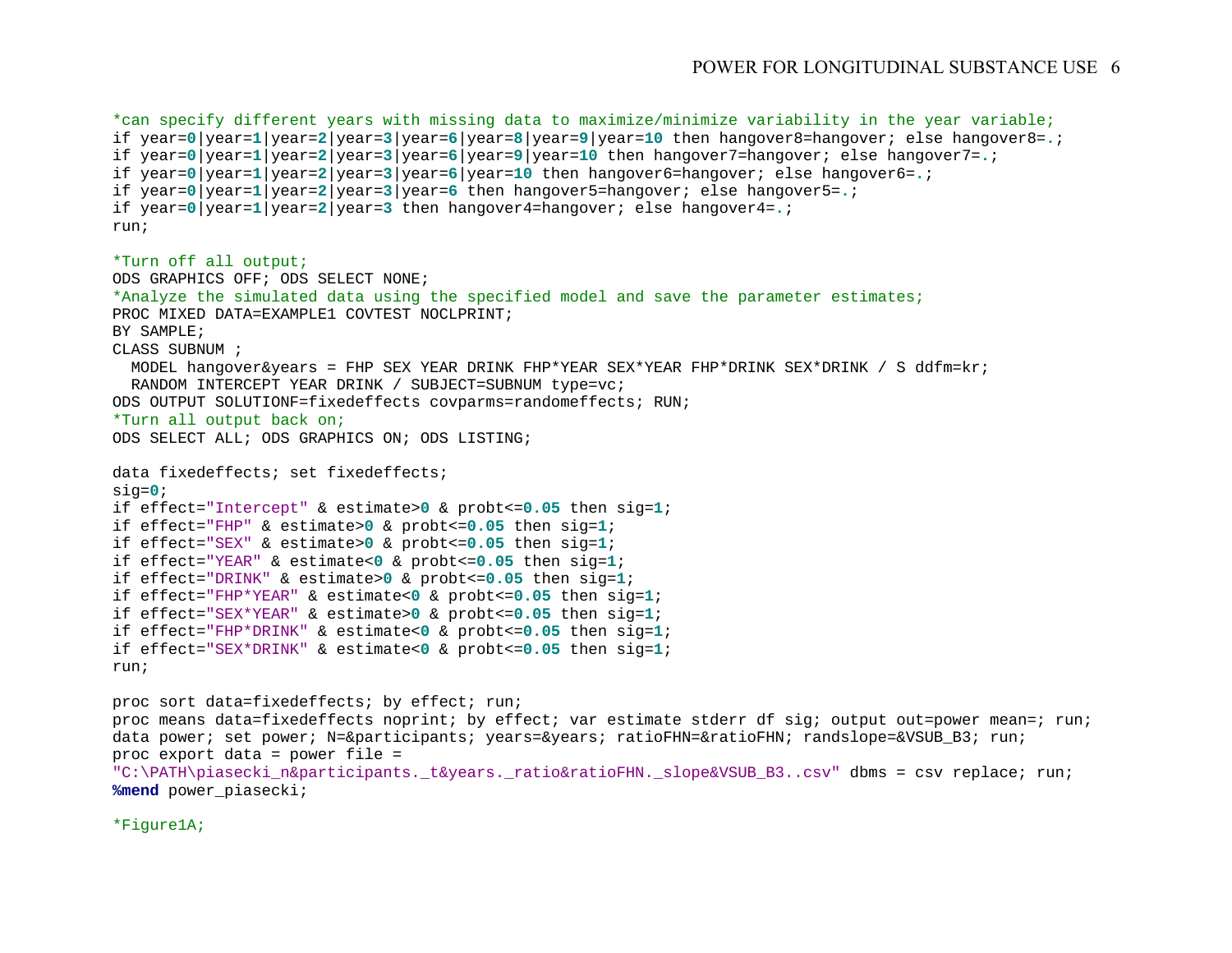```
*can specify different years with missing data to maximize/minimize variability in the year variable;
if year=0|year=1|year=2|year=3|year=6|year=8|year=9|year=10 then hangover8=hangover; else hangover8=.;
if year=0|year=1|year=2|year=3|year=6|year=9|year=10 then hangover7=hangover; else hangover7=.;
if year=0|year=1|year=2|year=3|year=6|year=10 then hangover6=hangover; else hangover6=.;
if year=0|year=1|year=2|year=3|year=6 then hangover5=hangover; else hangover5=.;
if year=0|year=1|year=2|year=3 then hangover4=hangover; else hangover4=.;
run;

*Turn off all output;
ODS GRAPHICS OFF; ODS SELECT NONE;
*Analyze the simulated data using the specified model and save the parameter estimates;
PROC MIXED DATA=EXAMPLE1 COVTEST NOCLPRINT;
BY SAMPLE;
CLASS SUBNUM ;
  MODEL hangover&years = FHP SEX YEAR DRINK FHP*YEAR SEX*YEAR FHP*DRINK SEX*DRINK / S ddfm=kr;
  RANDOM INTERCEPT YEAR DRINK / SUBJECT=SUBNUM type=vc;
ODS OUTPUT SOLUTIONF=fixedeffects covparms=randomeffects; RUN;
*Turn all output back on;
ODS SELECT ALL; ODS GRAPHICS ON; ODS LISTING;

data fixedeffects; set fixedeffects;
sig=0;
if effect="Intercept" & estimate>0 & probt<=0.05 then sig=1;
if effect="FHP" & estimate>0 & probt<=0.05 then sig=1;
if effect="SEX" & estimate>0 & probt<=0.05 then sig=1;
if effect="YEAR" & estimate<0 & probt<=0.05 then sig=1;
if effect="DRINK" & estimate>0 & probt<=0.05 then sig=1;
if effect="FHP*YEAR" & estimate<0 & probt<=0.05 then sig=1;
if effect="SEX*YEAR" & estimate>0 & probt<=0.05 then sig=1;
if effect="FHP*DRINK" & estimate<0 & probt<=0.05 then sig=1;
if effect="SEX*DRINK" & estimate<0 & probt<=0.05 then sig=1;
run;

proc sort data=fixedeffects; by effect; run;
proc means data=fixedeffects noprint; by effect; var estimate stderr df sig; output out=power mean=; run;
data power; set power; N=&participants; years=&years; ratioFHN=&ratioFHN; randslope=&VSUB_B3; run;
proc export data = power file =
"C:\PATH\piasecki_n&participants._t&years._ratio&ratioFHN._slope&VSUB_B3..csv" dbms = csv replace; run;
%mend power_piasecki;

*Figure1A;
```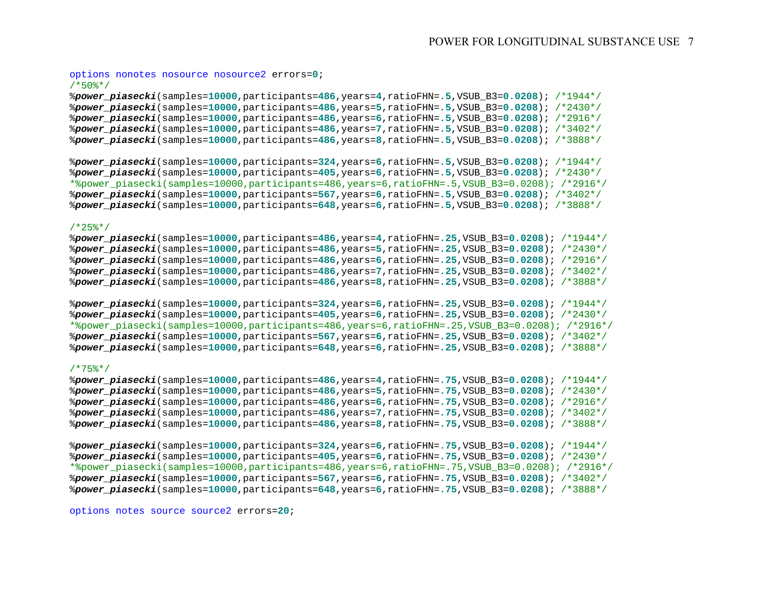```
options nonotes nosource nosource2 errors=0;
/*50%*/
%power_piasecki(samples=10000,participants=486,years=4,ratioFHN=.5,VSUB_B3=0.0208); /*1944*/
%power_piasecki(samples=10000,participants=486,years=5,ratioFHN=.5,VSUB_B3=0.0208); /*2430*/
%power_piasecki(samples=10000,participants=486,years=6,ratioFHN=.5,VSUB_B3=0.0208); /*2916*/
%power_piasecki(samples=10000,participants=486,years=7,ratioFHN=.5,VSUB_B3=0.0208); /*3402*/
%power_piasecki(samples=10000,participants=486,years=8,ratioFHN=.5,VSUB_B3=0.0208); /*3888*/

%power_piasecki(samples=10000,participants=324,years=6,ratioFHN=.5,VSUB_B3=0.0208); /*1944*/
%power_piasecki(samples=10000,participants=405,years=6,ratioFHN=.5,VSUB_B3=0.0208); /*2430*/
*%power_piasecki(samples=10000,participants=486,years=6,ratioFHN=.5,VSUB_B3=0.0208); /*2916*/
%power_piasecki(samples=10000,participants=567,years=6,ratioFHN=.5,VSUB_B3=0.0208); /*3402*/
%power_piasecki(samples=10000,participants=648,years=6,ratioFHN=.5,VSUB_B3=0.0208); /*3888*/

/*25%*/
%power_piasecki(samples=10000,participants=486,years=4,ratioFHN=.25,VSUB_B3=0.0208); /*1944*/
%power_piasecki(samples=10000,participants=486,years=5,ratioFHN=.25,VSUB_B3=0.0208); /*2430*/
%power_piasecki(samples=10000,participants=486,years=6,ratioFHN=.25,VSUB_B3=0.0208); /*2916*/
%power_piasecki(samples=10000,participants=486,years=7,ratioFHN=.25,VSUB_B3=0.0208); /*3402*/
%power_piasecki(samples=10000,participants=486,years=8,ratioFHN=.25,VSUB_B3=0.0208); /*3888*/

%power_piasecki(samples=10000,participants=324,years=6,ratioFHN=.25,VSUB_B3=0.0208); /*1944*/
%power_piasecki(samples=10000,participants=405,years=6,ratioFHN=.25,VSUB_B3=0.0208); /*2430*/
*%power_piasecki(samples=10000,participants=486,years=6,ratioFHN=.25,VSUB_B3=0.0208); /*2916*/
%power_piasecki(samples=10000,participants=567,years=6,ratioFHN=.25,VSUB_B3=0.0208); /*3402*/
%power_piasecki(samples=10000,participants=648,years=6,ratioFHN=.25,VSUB_B3=0.0208); /*3888*/

/*75%*/
%power_piasecki(samples=10000,participants=486,years=4,ratioFHN=.75,VSUB_B3=0.0208); /*1944*/
%power_piasecki(samples=10000,participants=486,years=5,ratioFHN=.75,VSUB_B3=0.0208); /*2430*/
%power_piasecki(samples=10000,participants=486,years=6,ratioFHN=.75,VSUB_B3=0.0208); /*2916*/
%power_piasecki(samples=10000,participants=486,years=7,ratioFHN=.75,VSUB_B3=0.0208); /*3402*/
%power_piasecki(samples=10000,participants=486,years=8,ratioFHN=.75,VSUB_B3=0.0208); /*3888*/

%power_piasecki(samples=10000,participants=324,years=6,ratioFHN=.75,VSUB_B3=0.0208); /*1944*/
%power_piasecki(samples=10000,participants=405,years=6,ratioFHN=.75,VSUB_B3=0.0208); /*2430*/
*%power_piasecki(samples=10000,participants=486,years=6,ratioFHN=.75,VSUB_B3=0.0208); /*2916*/
%power_piasecki(samples=10000,participants=567,years=6,ratioFHN=.75,VSUB_B3=0.0208); /*3402*/
%power_piasecki(samples=10000,participants=648,years=6,ratioFHN=.75,VSUB_B3=0.0208); /*3888*/

options notes source source2 errors=20;
```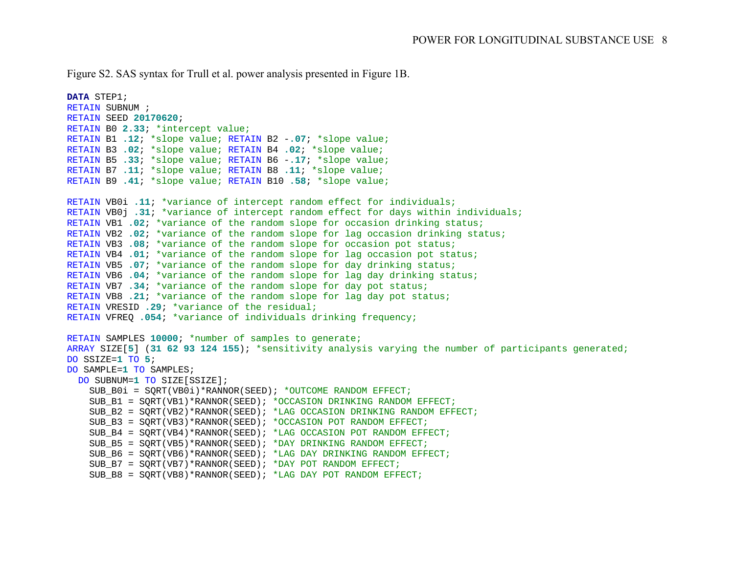Figure S2. SAS syntax for Trull et al. power analysis presented in Figure 1B.

```
DATA STEP1;
RETAIN SUBNUM ;
RETAIN SEED 20170620;
RETAIN B0 2.33; *intercept value;
RETAIN B1 .12; *slope value; RETAIN B2 -.07; *slope value;
RETAIN B3 .02; *slope value; RETAIN B4 .02; *slope value;
RETAIN B5 .33; *slope value; RETAIN B6 -.17; *slope value;
RETAIN B7 .11; *slope value; RETAIN B8 .11; *slope value;
RETAIN B9 .41; *slope value; RETAIN B10 .58; *slope value;

RETAIN VB0i .11; *variance of intercept random effect for individuals;
RETAIN VB0j .31; *variance of intercept random effect for days within individuals;
RETAIN VB1 .02; *variance of the random slope for occasion drinking status;
RETAIN VB2 .02; *variance of the random slope for lag occasion drinking status;
RETAIN VB3 .08; *variance of the random slope for occasion pot status;
RETAIN VB4 .01; *variance of the random slope for lag occasion pot status;
RETAIN VB5 .07; *variance of the random slope for day drinking status;
RETAIN VB6 .04; *variance of the random slope for lag day drinking status;
RETAIN VB7 .34; *variance of the random slope for day pot status;
RETAIN VB8 .21; *variance of the random slope for lag day pot status;
RETAIN VRESID .29; *variance of the residual;
RETAIN VFREQ .054; *variance of individuals drinking frequency;

RETAIN SAMPLES 10000; *number of samples to generate;
ARRAY SIZE[5] (31 62 93 124 155); *sensitivity analysis varying the number of participants generated;
DO SSIZE=1 TO 5;
DO SAMPLE=1 TO SAMPLES;
  DO SUBNUM=1 TO SIZE[SSIZE];
    SUB_B0i = SQRT(VB0i)*RANNOR(SEED); *OUTCOME RANDOM EFFECT;
    SUB_B1 = SQRT(VB1)*RANNOR(SEED); *OCCASION DRINKING RANDOM EFFECT;
    SUB_B2 = SQRT(VB2)*RANNOR(SEED); *LAG OCCASION DRINKING RANDOM EFFECT;
    SUB_B3 = SQRT(VB3)*RANNOR(SEED); *OCCASION POT RANDOM EFFECT;
    SUB_B4 = SQRT(VB4)*RANNOR(SEED); *LAG OCCASION POT RANDOM EFFECT;
    SUB_B5 = SQRT(VB5)*RANNOR(SEED); *DAY DRINKING RANDOM EFFECT;
    SUB_B6 = SQRT(VB6)*RANNOR(SEED); *LAG DAY DRINKING RANDOM EFFECT;
    SUB_B7 = SQRT(VB7)*RANNOR(SEED); *DAY POT RANDOM EFFECT;
    SUB_B8 = SQRT(VB8)*RANNOR(SEED); *LAG DAY POT RANDOM EFFECT;
```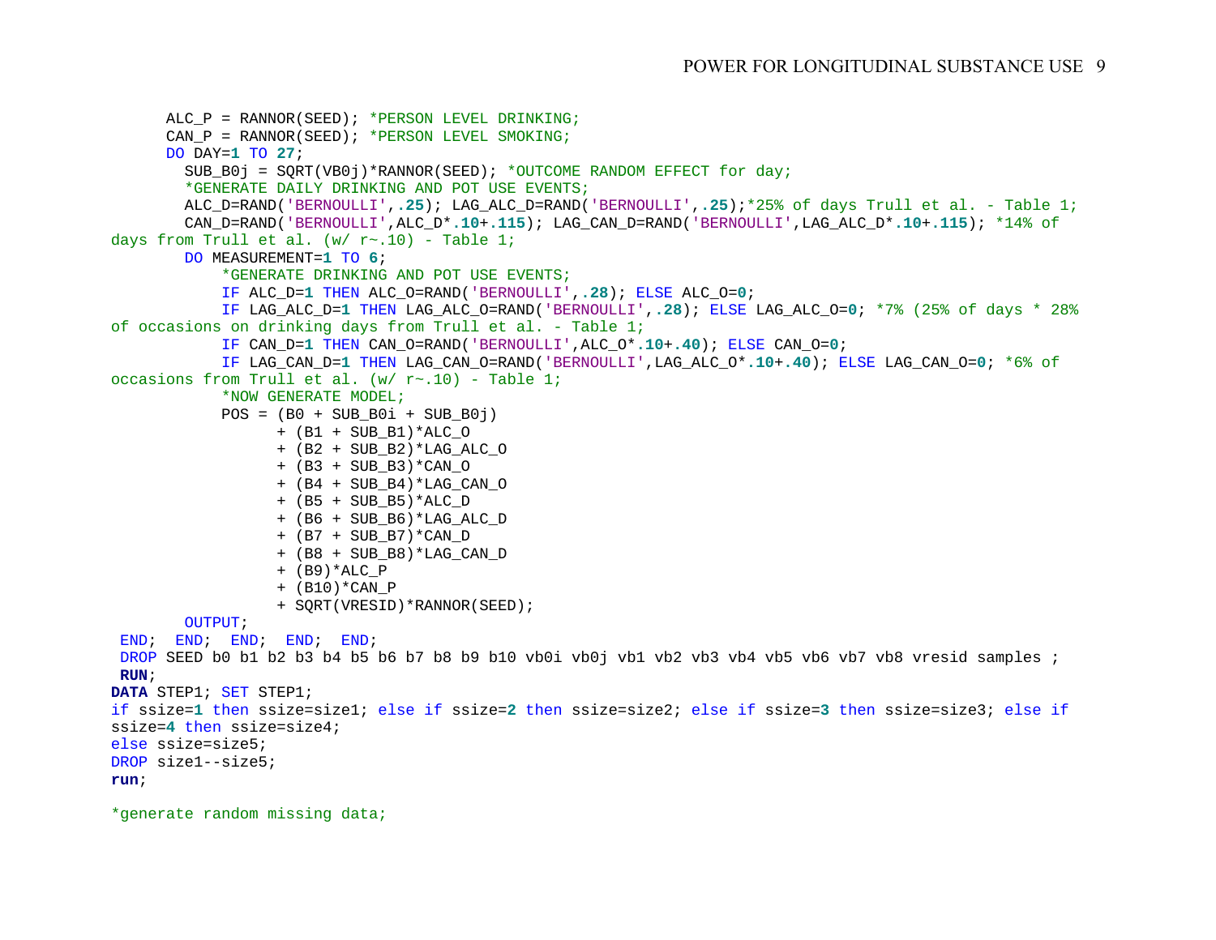```
      ALC_P = RANNOR(SEED); *PERSON LEVEL DRINKING;
      CAN_P = RANNOR(SEED); *PERSON LEVEL SMOKING;
      DO DAY=1 TO 27;
        SUB_B0j = SQRT(VB0j)*RANNOR(SEED); *OUTCOME RANDOM EFFECT for day;
        *GENERATE DAILY DRINKING AND POT USE EVENTS;
        ALC_D=RAND('BERNOULLI',.25); LAG_ALC_D=RAND('BERNOULLI',.25);*25% of days Trull et al. - Table 1;
        CAN_D=RAND('BERNOULLI',ALC_D*.10+.115); LAG_CAN_D=RAND('BERNOULLI',LAG_ALC_D*.10+.115); *14% of
days from Trull et al. (w/ r~.10) - Table 1;
        DO MEASUREMENT=1 TO 6;
            *GENERATE DRINKING AND POT USE EVENTS;
            IF ALC_D=1 THEN ALC_O=RAND('BERNOULLI',.28); ELSE ALC_O=0;
            IF LAG_ALC_D=1 THEN LAG_ALC_O=RAND('BERNOULLI',.28); ELSE LAG_ALC_O=0; *7% (25% of days * 28%
of occasions on drinking days from Trull et al. - Table 1;
            IF CAN_D=1 THEN CAN_O=RAND('BERNOULLI',ALC_O*.10+.40); ELSE CAN_O=0;
            IF LAG_CAN_D=1 THEN LAG_CAN_O=RAND('BERNOULLI',LAG_ALC_O*.10+.40); ELSE LAG_CAN_O=0; *6% of
occasions from Trull et al. (w/ r~.10) - Table 1;
            *NOW GENERATE MODEL;
            POS = (B0 + SUB_B0i + SUB_B0j)
                  + (B1 + SUB_B1)*ALC_O
                  + (B2 + SUB_B2)*LAG_ALC_O
                  + (B3 + SUB_B3)*CAN_O
                  + (B4 + SUB_B4)*LAG_CAN_O
                  + (B5 + SUB_B5)*ALC_D
                  + (B6 + SUB_B6)*LAG_ALC_D
                  + (B7 + SUB_B7)*CAN_D
                  + (B8 + SUB_B8)*LAG_CAN_D
                  + (B9)*ALC_P
                  + (B10)*CAN_P
                  + SQRT(VRESID)*RANNOR(SEED);
        OUTPUT;
 END;  END;  END;  END;  END;
 DROP SEED b0 b1 b2 b3 b4 b5 b6 b7 b8 b9 b10 vb0i vb0j vb1 vb2 vb3 vb4 vb5 vb6 vb7 vb8 vresid samples ;
 RUN;
DATA STEP1; SET STEP1;
if ssize=1 then ssize=size1; else if ssize=2 then ssize=size2; else if ssize=3 then ssize=size3; else if
ssize=4 then ssize=size4;
else ssize=size5;
DROP size1--size5;
run;

*generate random missing data;
```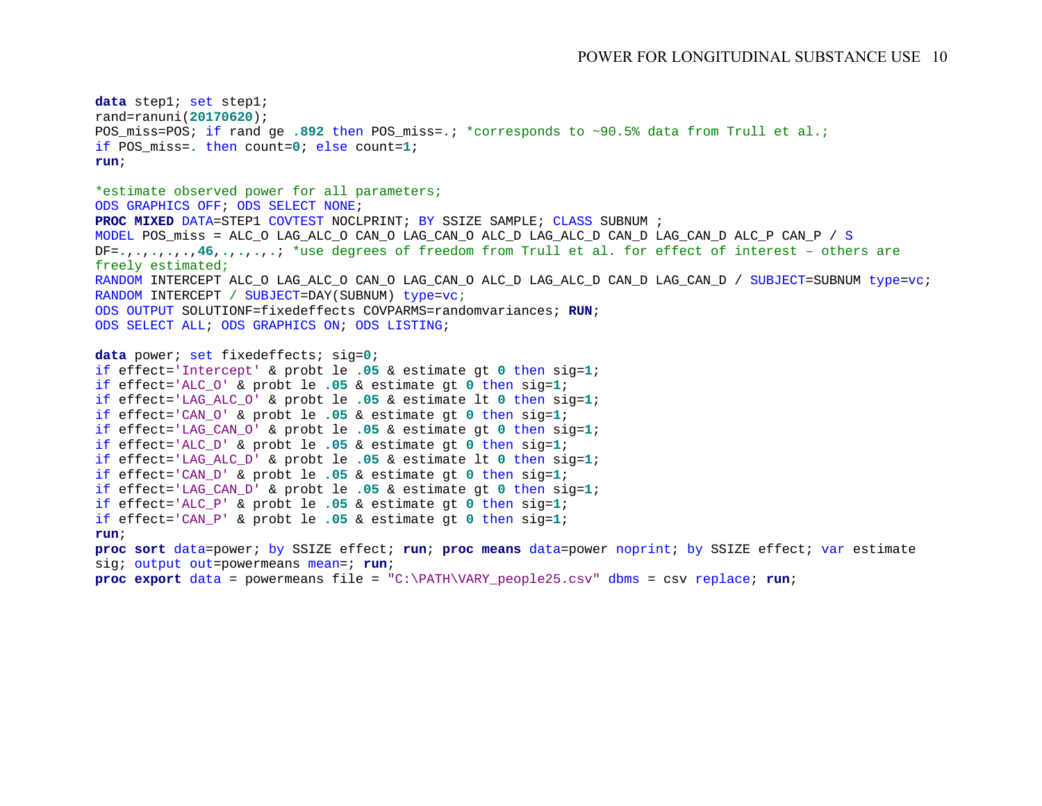```
data step1; set step1;
rand=ranuni(20170620);
POS_miss=POS; if rand ge .892 then POS_miss=.; *corresponds to ~90.5% data from Trull et al.;
if POS_miss=. then count=0; else count=1;
run;

*estimate observed power for all parameters;
ODS GRAPHICS OFF; ODS SELECT NONE;
PROC MIXED DATA=STEP1 COVTEST NOCLPRINT; BY SSIZE SAMPLE; CLASS SUBNUM ;
MODEL POS_miss = ALC_O LAG_ALC_O CAN_O LAG_CAN_O ALC_D LAG_ALC_D CAN_D LAG_CAN_D ALC_P CAN_P / S
DF=.,.,.,.,.,46,.,.,.,.; *use degrees of freedom from Trull et al. for effect of interest – others are
freely estimated;
RANDOM INTERCEPT ALC_O LAG_ALC_O CAN_O LAG_CAN_O ALC_D LAG_ALC_D CAN_D LAG_CAN_D / SUBJECT=SUBNUM type=vc;
RANDOM INTERCEPT / SUBJECT=DAY(SUBNUM) type=vc;
ODS OUTPUT SOLUTIONF=fixedeffects COVPARMS=randomvariances; RUN;
ODS SELECT ALL; ODS GRAPHICS ON; ODS LISTING;

data power; set fixedeffects; sig=0;
if effect='Intercept' & probt le .05 & estimate gt 0 then sig=1;
if effect='ALC_O' & probt le .05 & estimate gt 0 then sig=1;
if effect='LAG_ALC_O' & probt le .05 & estimate lt 0 then sig=1;
if effect='CAN_O' & probt le .05 & estimate gt 0 then sig=1;
if effect='LAG_CAN_O' & probt le .05 & estimate gt 0 then sig=1;
if effect='ALC_D' & probt le .05 & estimate gt 0 then sig=1;
if effect='LAG_ALC_D' & probt le .05 & estimate lt 0 then sig=1;
if effect='CAN_D' & probt le .05 & estimate gt 0 then sig=1;
if effect='LAG_CAN_D' & probt le .05 & estimate gt 0 then sig=1;
if effect='ALC_P' & probt le .05 & estimate gt 0 then sig=1;
if effect='CAN_P' & probt le .05 & estimate gt 0 then sig=1;
run;
proc sort data=power; by SSIZE effect; run; proc means data=power noprint; by SSIZE effect; var estimate
sig; output out=powermeans mean=; run;
proc export data = powermeans file = "C:\PATH\VARY_people25.csv" dbms = csv replace; run;
```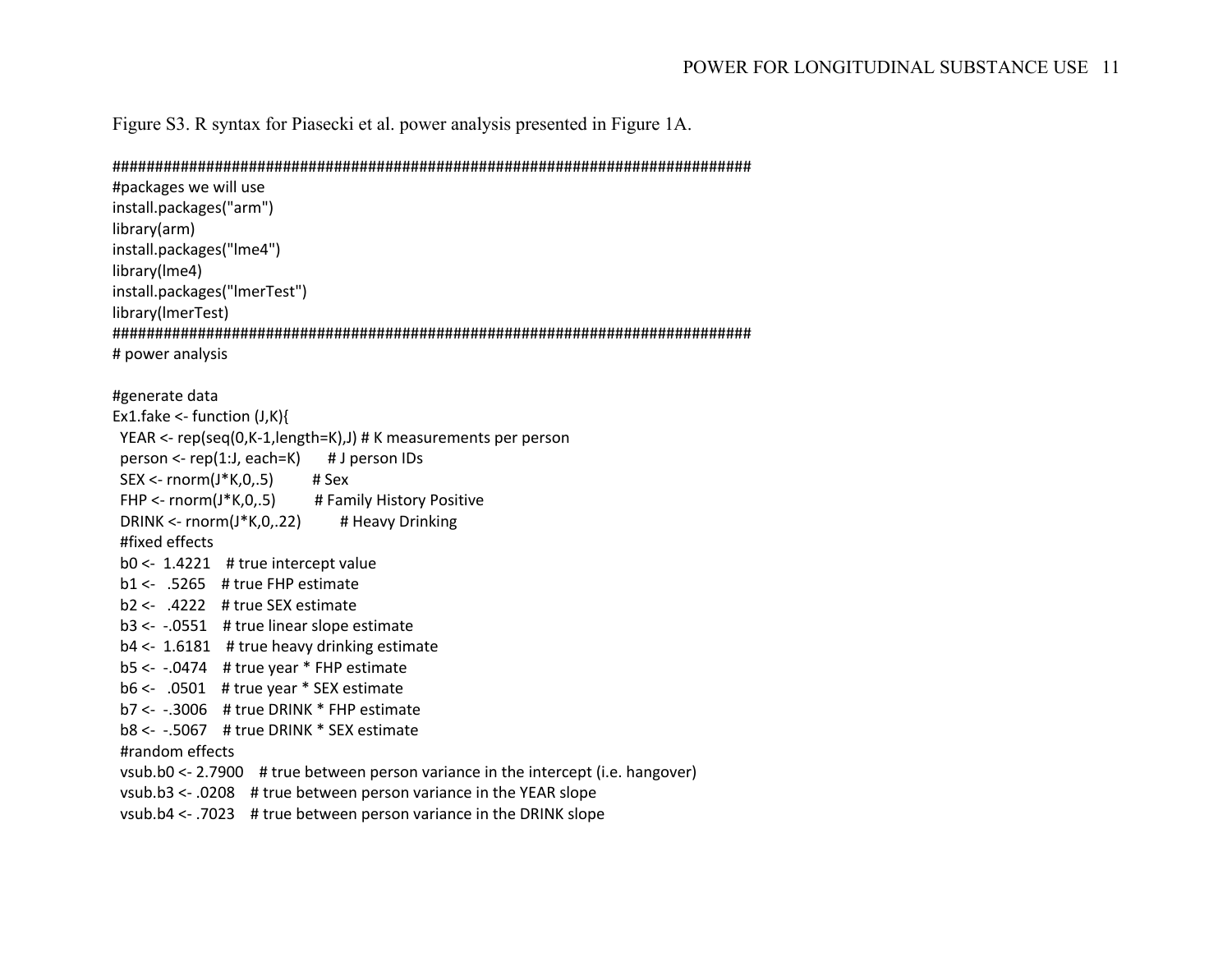Figure S3. R syntax for Piasecki et al. power analysis presented in Figure 1A.

```
###############################################################################
#packages we will use
install.packages("arm")
library(arm)
install.packages("lme4")
library(lme4)
install.packages("lmerTest")
library(lmerTest)
###############################################################################
# power analysis

#generate data
Ex1.fake <- function (J,K){
  YEAR <- rep(seq(0,K-1,length=K),J) # K measurements per person
  person <- rep(1:J, each=K)      # J person IDs
  SEX <- rnorm(J*K,0,.5)         # Sex
  FHP <- rnorm(J*K,0,.5)         # Family History Positive
  DRINK <- rnorm(J*K,0,.22)        # Heavy Drinking
  #fixed effects
  b0 <-  1.4221    # true intercept value
  b1 <-   .5265    # true FHP estimate
  b2 <-   .4222    # true SEX estimate
  b3 <-  -.0551    # true linear slope estimate
  b4 <-  1.6181    # true heavy drinking estimate
  b5 <-  -.0474    # true year * FHP estimate
  b6 <-   .0501    # true year * SEX estimate
  b7 <-  -.3006    # true DRINK * FHP estimate
  b8 <-  -.5067    # true DRINK * SEX estimate
  #random effects
  vsub.b0 <- 2.7900    # true between person variance in the intercept (i.e. hangover)
  vsub.b3 <- .0208    # true between person variance in the YEAR slope
  vsub.b4 <- .7023    # true between person variance in the DRINK slope
```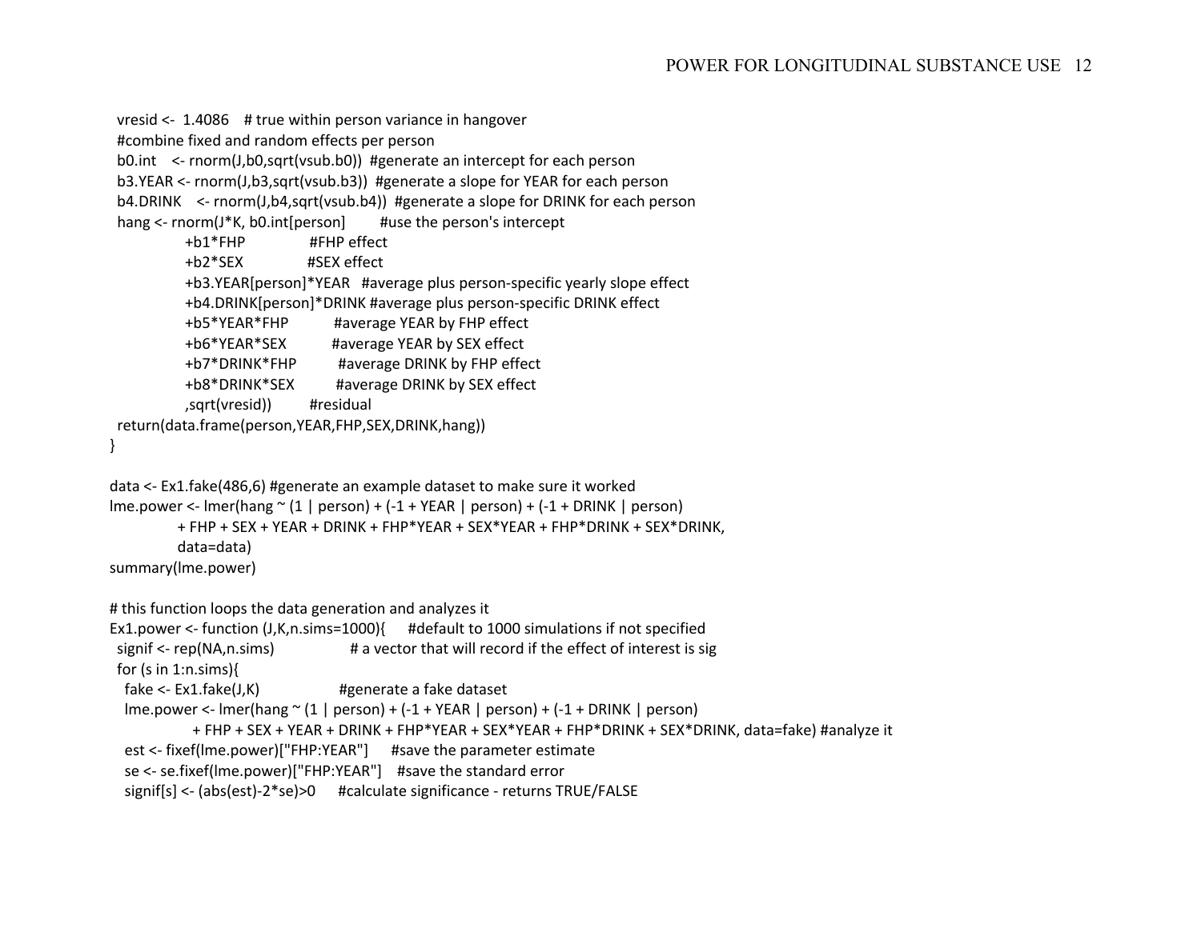```
  vresid <-  1.4086    # true within person variance in hangover
  #combine fixed and random effects per person
  b0.int    <- rnorm(J,b0,sqrt(vsub.b0))  #generate an intercept for each person
  b3.YEAR <- rnorm(J,b3,sqrt(vsub.b3))  #generate a slope for YEAR for each person
  b4.DRINK    <- rnorm(J,b4,sqrt(vsub.b4))  #generate a slope for DRINK for each person
  hang <- rnorm(J*K, b0.int[person]         #use the person's intercept
                +b1*FHP                #FHP effect
                +b2*SEX                #SEX effect
                +b3.YEAR[person]*YEAR   #average plus person-specific yearly slope effect
                +b4.DRINK[person]*DRINK #average plus person-specific DRINK effect
                +b5*YEAR*FHP           #average YEAR by FHP effect
                +b6*YEAR*SEX           #average YEAR by SEX effect
                +b7*DRINK*FHP          #average DRINK by FHP effect
                +b8*DRINK*SEX          #average DRINK by SEX effect
                ,sqrt(vresid))         #residual
  return(data.frame(person,YEAR,FHP,SEX,DRINK,hang))
}

data <- Ex1.fake(486,6) #generate an example dataset to make sure it worked
lme.power <- lmer(hang ~ (1 | person) + (-1 + YEAR | person) + (-1 + DRINK | person)
              + FHP + SEX + YEAR + DRINK + FHP*YEAR + SEX*YEAR + FHP*DRINK + SEX*DRINK,
              data=data)
summary(lme.power)

# this function loops the data generation and analyzes it
Ex1.power <- function (J,K,n.sims=1000){      #default to 1000 simulations if not specified
  signif <- rep(NA,n.sims)                 # a vector that will record if the effect of interest is sig
  for (s in 1:n.sims){
    fake <- Ex1.fake(J,K)                  #generate a fake dataset
    lme.power <- lmer(hang ~ (1 | person) + (-1 + YEAR | person) + (-1 + DRINK | person)
                  + FHP + SEX + YEAR + DRINK + FHP*YEAR + SEX*YEAR + FHP*DRINK + SEX*DRINK, data=fake) #analyze it
    est <- fixef(lme.power)["FHP:YEAR"]      #save the parameter estimate
    se <- se.fixef(lme.power)["FHP:YEAR"]    #save the standard error
    signif[s] <- (abs(est)-2*se)>0      #calculate significance - returns TRUE/FALSE
```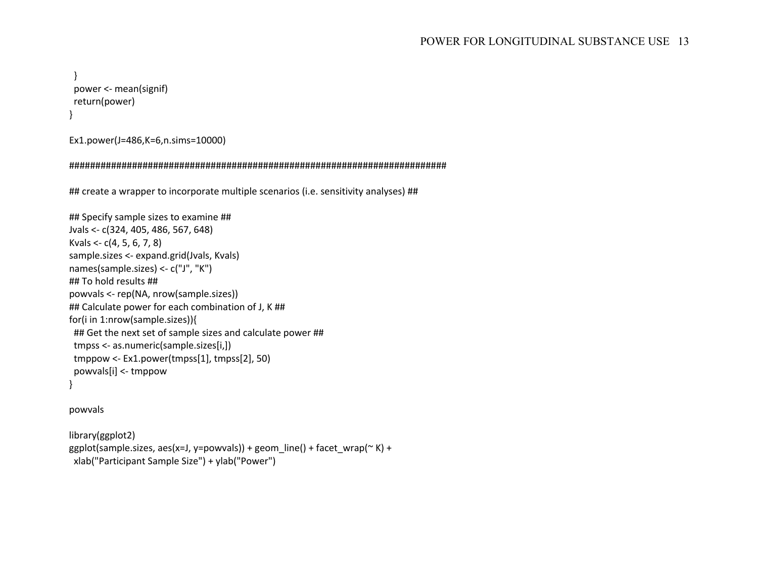```
  }
  power <- mean(signif)
  return(power)
}

Ex1.power(J=486,K=6,n.sims=10000)

##########################################################################

## create a wrapper to incorporate multiple scenarios (i.e. sensitivity analyses) ##

## Specify sample sizes to examine ##
Jvals <- c(324, 405, 486, 567, 648)
Kvals <- c(4, 5, 6, 7, 8)
sample.sizes <- expand.grid(Jvals, Kvals)
names(sample.sizes) <- c("J", "K")
## To hold results ##
powvals <- rep(NA, nrow(sample.sizes))
## Calculate power for each combination of J, K ##
for(i in 1:nrow(sample.sizes)){
  ## Get the next set of sample sizes and calculate power ##
  tmpss <- as.numeric(sample.sizes[i,])
  tmppow <- Ex1.power(tmpss[1], tmpss[2], 50)
  powvals[i] <- tmppow
}

powvals

library(ggplot2)
ggplot(sample.sizes, aes(x=J, y=powvals)) + geom_line() + facet_wrap(~ K) +
  xlab("Participant Sample Size") + ylab("Power")
```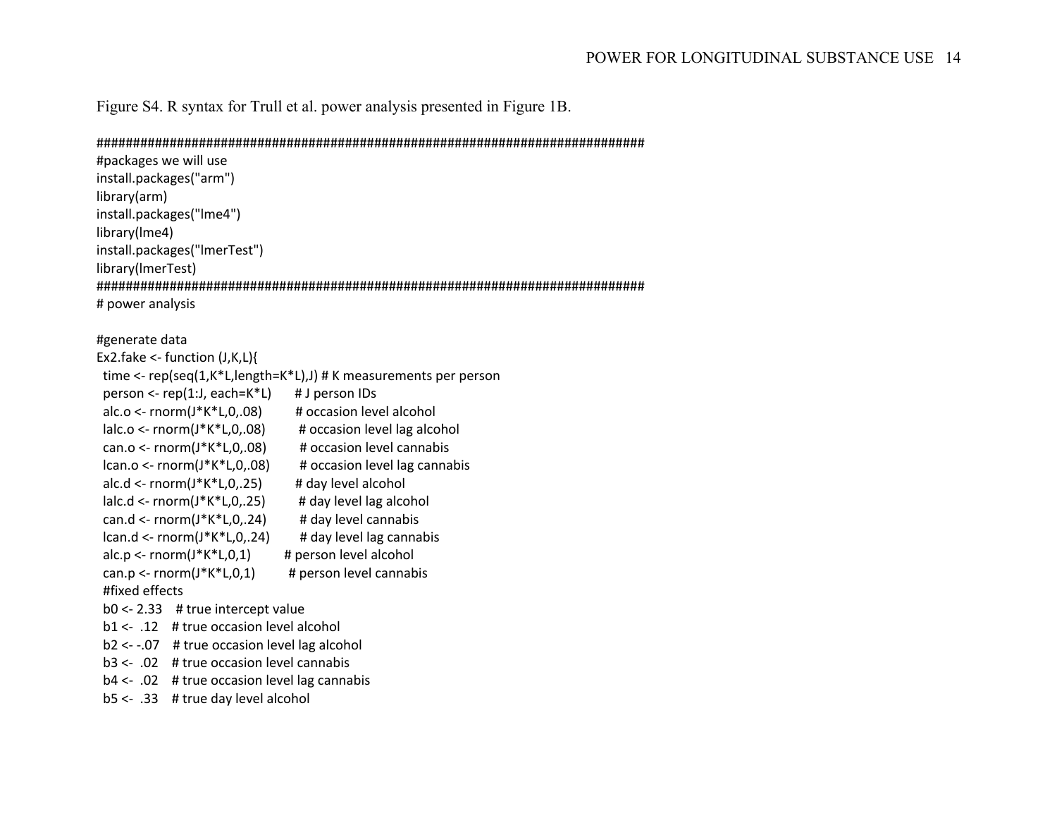Figure S4. R syntax for Trull et al. power analysis presented in Figure 1B.

```
################################################################################
#packages we will use
install.packages("arm")
library(arm)
install.packages("lme4")
library(lme4)
install.packages("lmerTest")
library(lmerTest)
################################################################################
# power analysis

#generate data
Ex2.fake <- function (J,K,L){
  time <- rep(seq(1,K*L,length=K*L),J) # K measurements per person
  person <- rep(1:J, each=K*L)      # J person IDs
  alc.o <- rnorm(J*K*L,0,.08)         # occasion level alcohol
  lalc.o <- rnorm(J*K*L,0,.08)         # occasion level lag alcohol
  can.o <- rnorm(J*K*L,0,.08)         # occasion level cannabis
  lcan.o <- rnorm(J*K*L,0,.08)        # occasion level lag cannabis
  alc.d <- rnorm(J*K*L,0,.25)         # day level alcohol
  lalc.d <- rnorm(J*K*L,0,.25)         # day level lag alcohol
  can.d <- rnorm(J*K*L,0,.24)         # day level cannabis
  lcan.d <- rnorm(J*K*L,0,.24)        # day level lag cannabis
  alc.p <- rnorm(J*K*L,0,1)         # person level alcohol
  can.p <- rnorm(J*K*L,0,1)         # person level cannabis
  #fixed effects
  b0 <- 2.33    # true intercept value
  b1 <-  .12    # true occasion level alcohol
  b2 <- -.07    # true occasion level lag alcohol
  b3 <-  .02    # true occasion level cannabis
  b4 <-  .02    # true occasion level lag cannabis
  b5 <-  .33    # true day level alcohol
```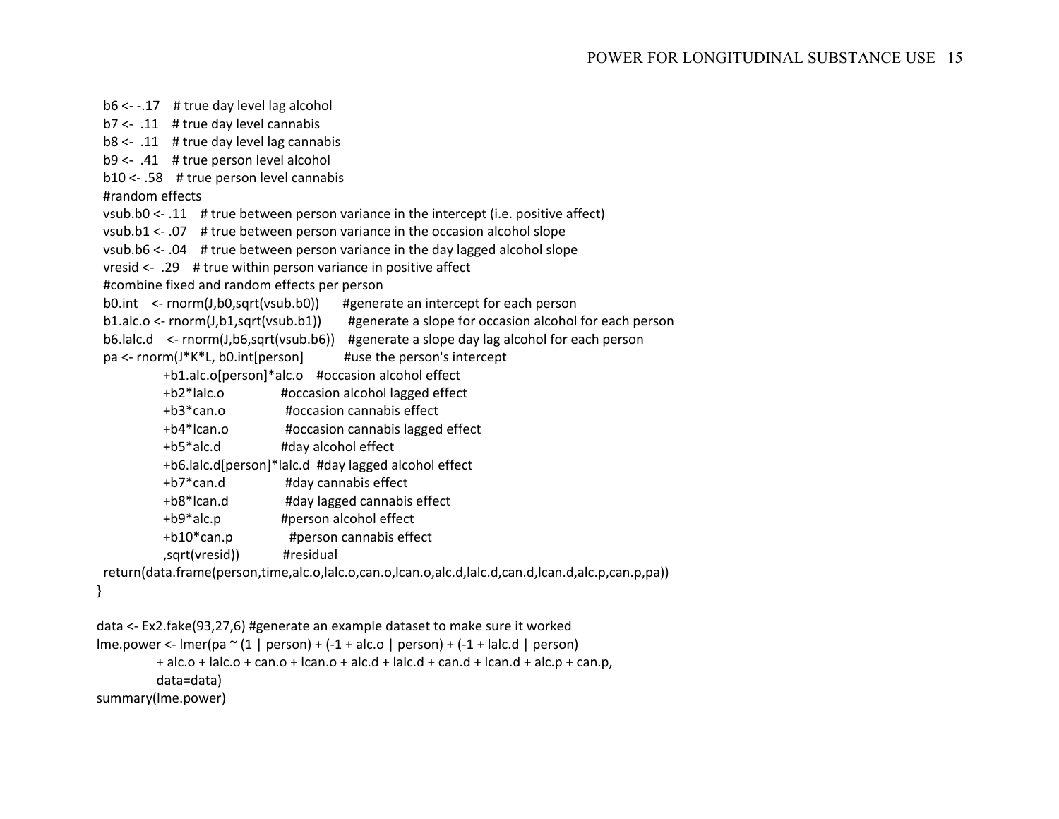```
  b6 <- -.17    # true day level lag alcohol
  b7 <-  .11    # true day level cannabis
  b8 <-  .11    # true day level lag cannabis
  b9 <-  .41    # true person level alcohol
  b10 <- .58    # true person level cannabis
  #random effects
  vsub.b0 <- .11    # true between person variance in the intercept (i.e. positive affect)
  vsub.b1 <- .07    # true between person variance in the occasion alcohol slope
  vsub.b6 <- .04    # true between person variance in the day lagged alcohol slope
  vresid <-  .29    # true within person variance in positive affect
  #combine fixed and random effects per person
  b0.int    <- rnorm(J,b0,sqrt(vsub.b0))       #generate an intercept for each person
  b1.alc.o <- rnorm(J,b1,sqrt(vsub.b1))       #generate a slope for occasion alcohol for each person
  b6.lalc.d    <- rnorm(J,b6,sqrt(vsub.b6))    #generate a slope day lag alcohol for each person
  pa <- rnorm(J*K*L, b0.int[person]           #use the person's intercept
              +b1.alc.o[person]*alc.o    #occasion alcohol effect
              +b2*lalc.o               #occasion alcohol lagged effect
              +b3*can.o                #occasion cannabis effect
              +b4*lcan.o               #occasion cannabis lagged effect
              +b5*alc.d                #day alcohol effect
              +b6.lalc.d[person]*lalc.d  #day lagged alcohol effect
              +b7*can.d                #day cannabis effect
              +b8*lcan.d               #day lagged cannabis effect
              +b9*alc.p                #person alcohol effect
              +b10*can.p               #person cannabis effect
              ,sqrt(vresid))           #residual
  return(data.frame(person,time,alc.o,lalc.o,can.o,lcan.o,alc.d,lalc.d,can.d,lcan.d,alc.p,can.p,pa))
}

data <- Ex2.fake(93,27,6) #generate an example dataset to make sure it worked
lme.power <- lmer(pa ~ (1 | person) + (-1 + alc.o | person) + (-1 + lalc.d | person)
             + alc.o + lalc.o + can.o + lcan.o + alc.d + lalc.d + can.d + lcan.d + alc.p + can.p,
             data=data)
summary(lme.power)
```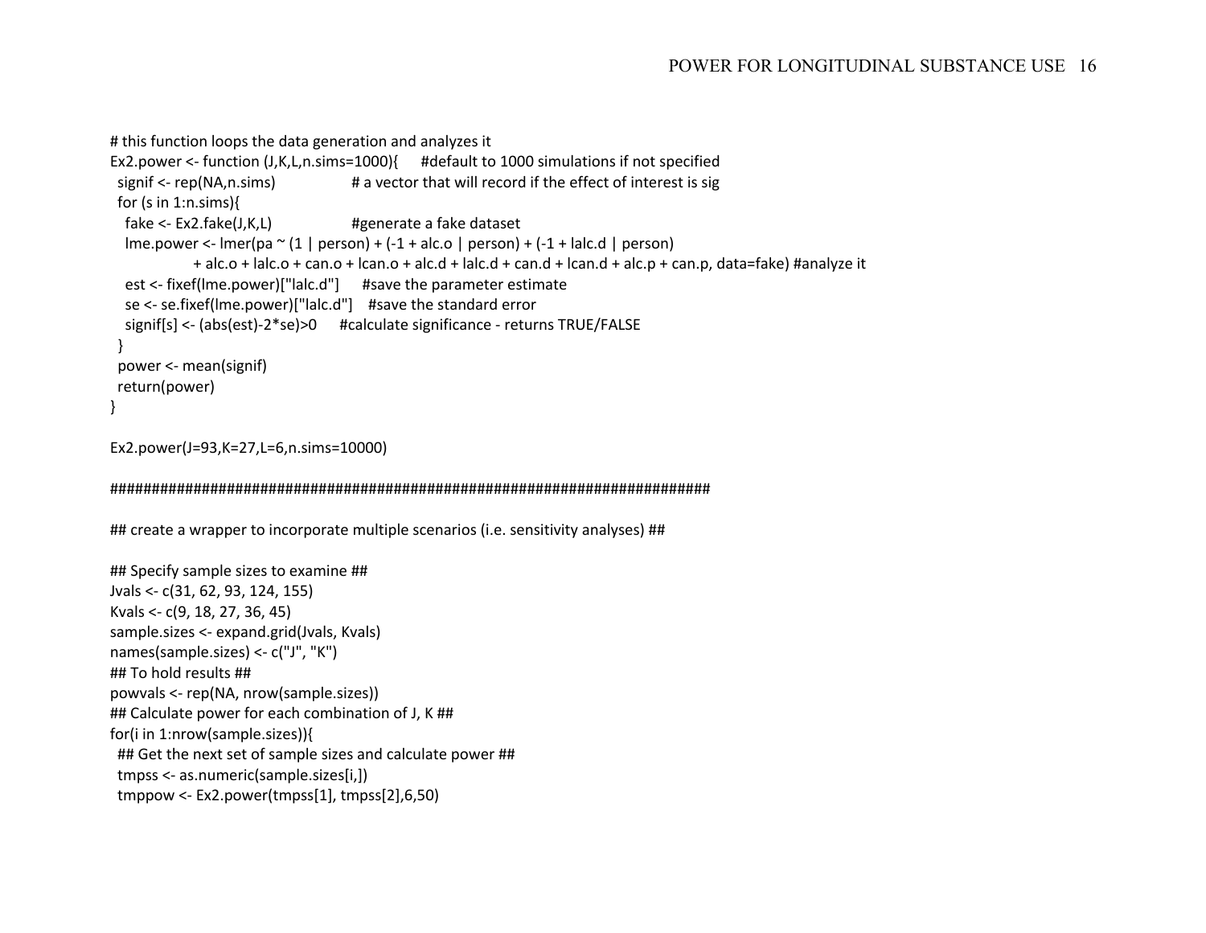```
# this function loops the data generation and analyzes it
Ex2.power <- function (J,K,L,n.sims=1000){      #default to 1000 simulations if not specified
  signif <- rep(NA,n.sims)                  # a vector that will record if the effect of interest is sig
  for (s in 1:n.sims){
    fake <- Ex2.fake(J,K,L)                 #generate a fake dataset
    lme.power <- lmer(pa ~ (1 | person) + (-1 + alc.o | person) + (-1 + lalc.d | person)
                 + alc.o + lalc.o + can.o + lcan.o + alc.d + lalc.d + can.d + lcan.d + alc.p + can.p, data=fake) #analyze it
    est <- fixef(lme.power)["lalc.d"]      #save the parameter estimate
    se <- se.fixef(lme.power)["lalc.d"]    #save the standard error
    signif[s] <- (abs(est)-2*se)>0      #calculate significance - returns TRUE/FALSE
  }
  power <- mean(signif)
  return(power)
}

Ex2.power(J=93,K=27,L=6,n.sims=10000)

############################################################################

## create a wrapper to incorporate multiple scenarios (i.e. sensitivity analyses) ##

## Specify sample sizes to examine ##
Jvals <- c(31, 62, 93, 124, 155)
Kvals <- c(9, 18, 27, 36, 45)
sample.sizes <- expand.grid(Jvals, Kvals)
names(sample.sizes) <- c("J", "K")
## To hold results ##
powvals <- rep(NA, nrow(sample.sizes))
## Calculate power for each combination of J, K ##
for(i in 1:nrow(sample.sizes)){
  ## Get the next set of sample sizes and calculate power ##
  tmpss <- as.numeric(sample.sizes[i,])
  tmppow <- Ex2.power(tmpss[1], tmpss[2],6,50)
```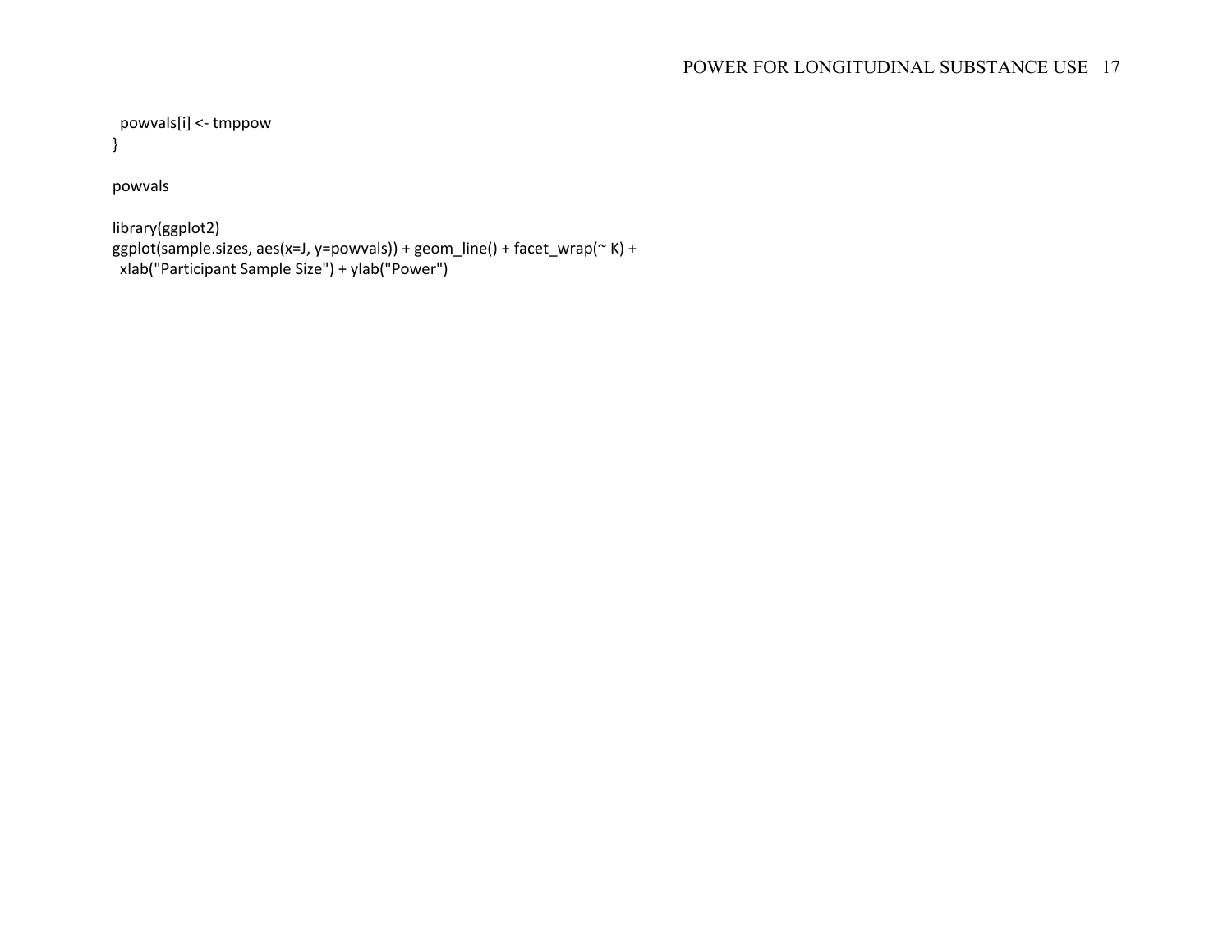```
  powvals[i] <- tmppow
}

powvals

library(ggplot2)
ggplot(sample.sizes, aes(x=J, y=powvals)) + geom_line() + facet_wrap(~ K) +
  xlab("Participant Sample Size") + ylab("Power")
```